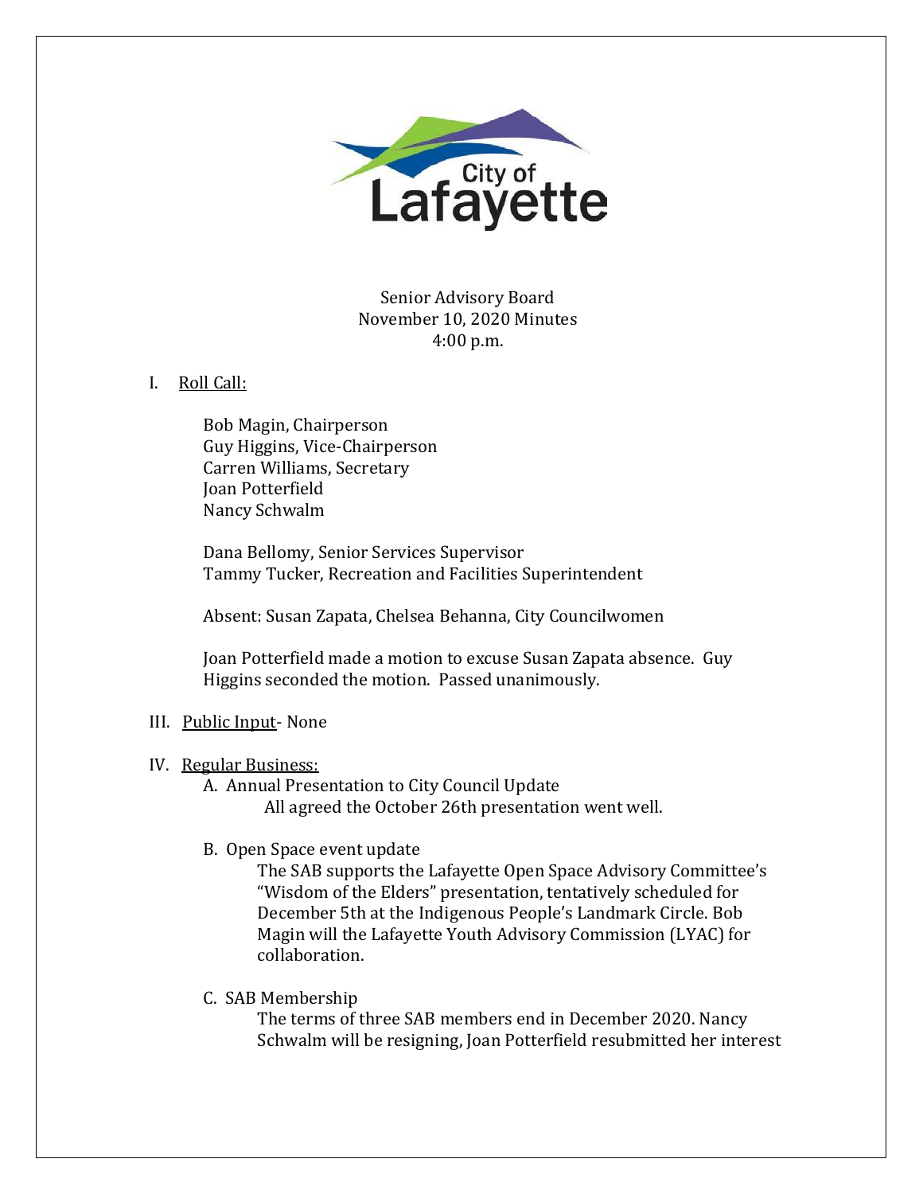City of Lafayette

Senior Advisory Board
November 10, 2020 Minutes
4:00 p.m.

I. Roll Call:

Bob Magin, Chairperson
Guy Higgins, Vice-Chairperson
Carren Williams, Secretary
Joan Potterfield
Nancy Schwalm

Dana Bellomy, Senior Services Supervisor
Tammy Tucker, Recreation and Facilities Superintendent

Absent: Susan Zapata, Chelsea Behanna, City Councilwomen

Joan Potterfield made a motion to excuse Susan Zapata absence. Guy Higgins seconded the motion. Passed unanimously.

III. Public Input- None

IV. Regular Business:

A. Annual Presentation to City Council Update

All agreed the October 26th presentation went well.

B. Open Space event update

The SAB supports the Lafayette Open Space Advisory Committee's "Wisdom of the Elders" presentation, tentatively scheduled for December 5th at the Indigenous People's Landmark Circle. Bob Magin will the Lafayette Youth Advisory Commission (LYAC) for collaboration.

C. SAB Membership

The terms of three SAB members end in December 2020. Nancy Schwalm will be resigning, Joan Potterfield resubmitted her interest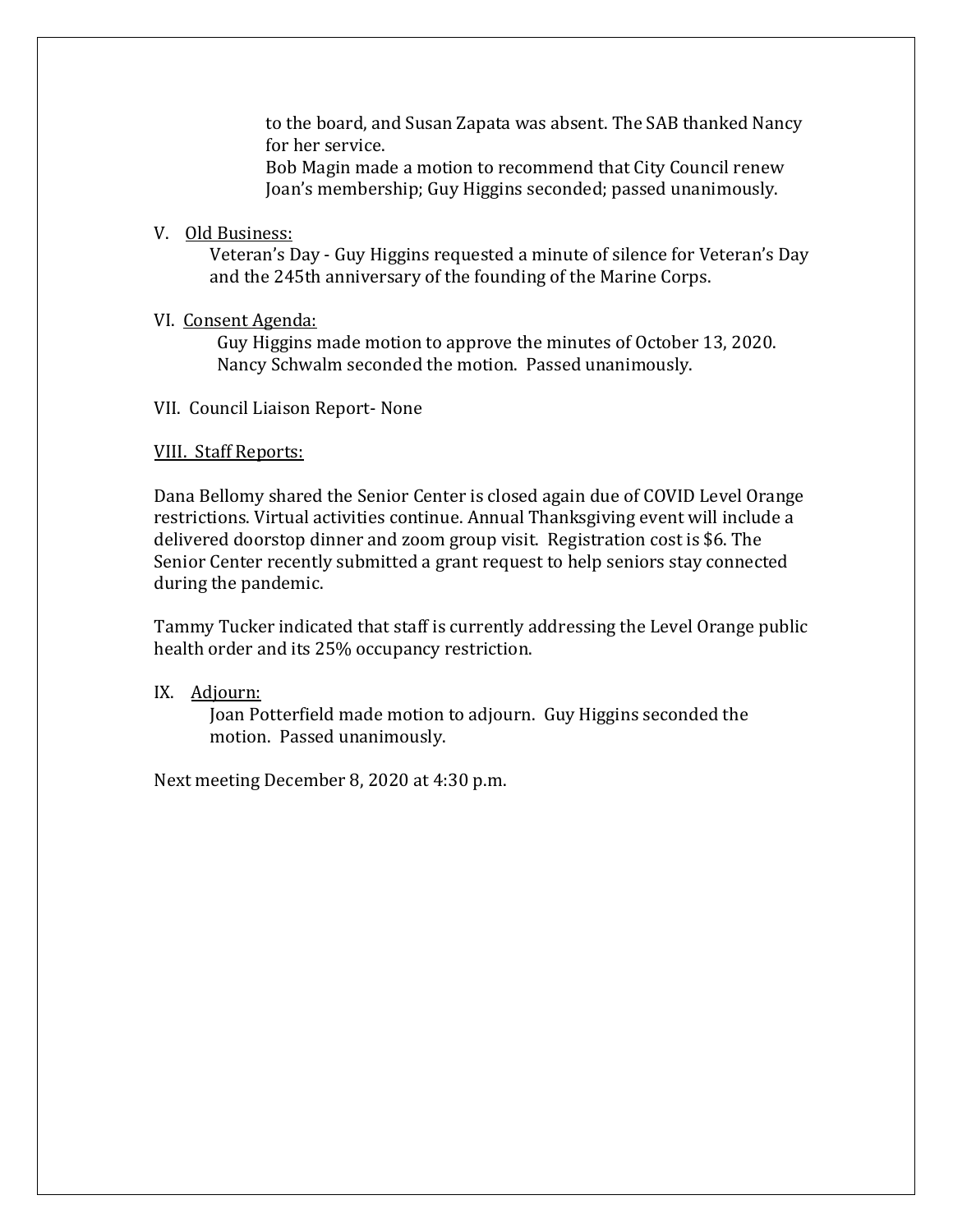to the board, and Susan Zapata was absent. The SAB thanked Nancy for her service.

Bob Magin made a motion to recommend that City Council renew Joan's membership; Guy Higgins seconded; passed unanimously.

V. <u>Old Business:</u>

Veteran's Day - Guy Higgins requested a minute of silence for Veteran's Day and the 245th anniversary of the founding of the Marine Corps.

VI. <u>Consent Agenda:</u>

Guy Higgins made motion to approve the minutes of October 13, 2020. Nancy Schwalm seconded the motion. Passed unanimously.

VII. Council Liaison Report- None

<u>VIII. Staff Reports:</u>

Dana Bellomy shared the Senior Center is closed again due of COVID Level Orange restrictions. Virtual activities continue. Annual Thanksgiving event will include a delivered doorstop dinner and zoom group visit. Registration cost is $6. The Senior Center recently submitted a grant request to help seniors stay connected during the pandemic.

Tammy Tucker indicated that staff is currently addressing the Level Orange public health order and its 25% occupancy restriction.

IX. <u>Adjourn:</u>

Joan Potterfield made motion to adjourn. Guy Higgins seconded the motion. Passed unanimously.

Next meeting December 8, 2020 at 4:30 p.m.